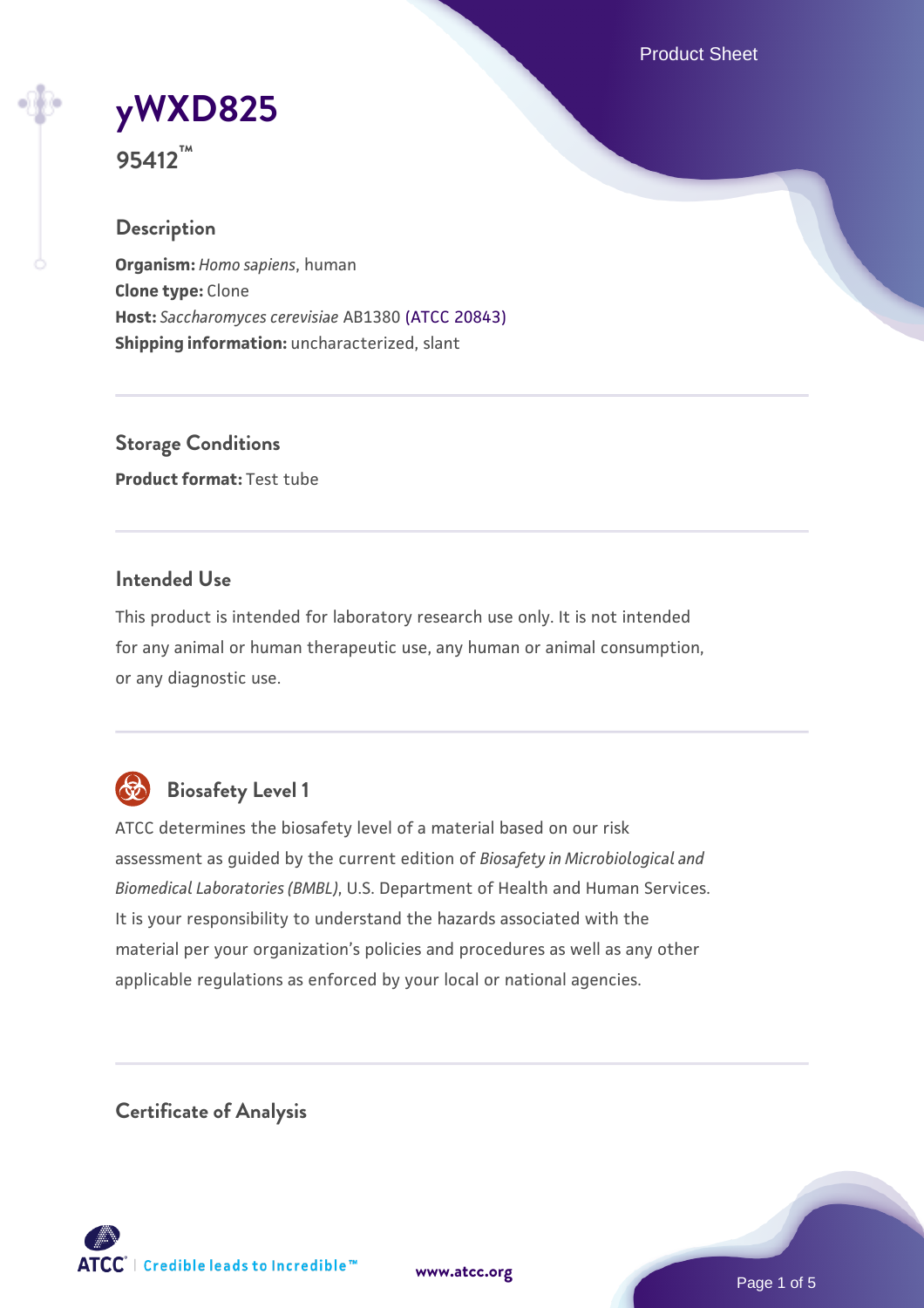# yWXD825

**95412™**

## Description

**Organism:** *Homo sapiens*, human
**Clone type:** Clone
**Host:** *Saccharomyces cerevisiae* AB1380 (ATCC 20843)
**Shipping information:** uncharacterized, slant

## Storage Conditions

**Product format:** Test tube

## Intended Use

This product is intended for laboratory research use only. It is not intended for any animal or human therapeutic use, any human or animal consumption, or any diagnostic use.

## Biosafety Level 1

ATCC determines the biosafety level of a material based on our risk assessment as guided by the current edition of *Biosafety in Microbiological and Biomedical Laboratories (BMBL)*, U.S. Department of Health and Human Services. It is your responsibility to understand the hazards associated with the material per your organization's policies and procedures as well as any other applicable regulations as enforced by your local or national agencies.

## Certificate of Analysis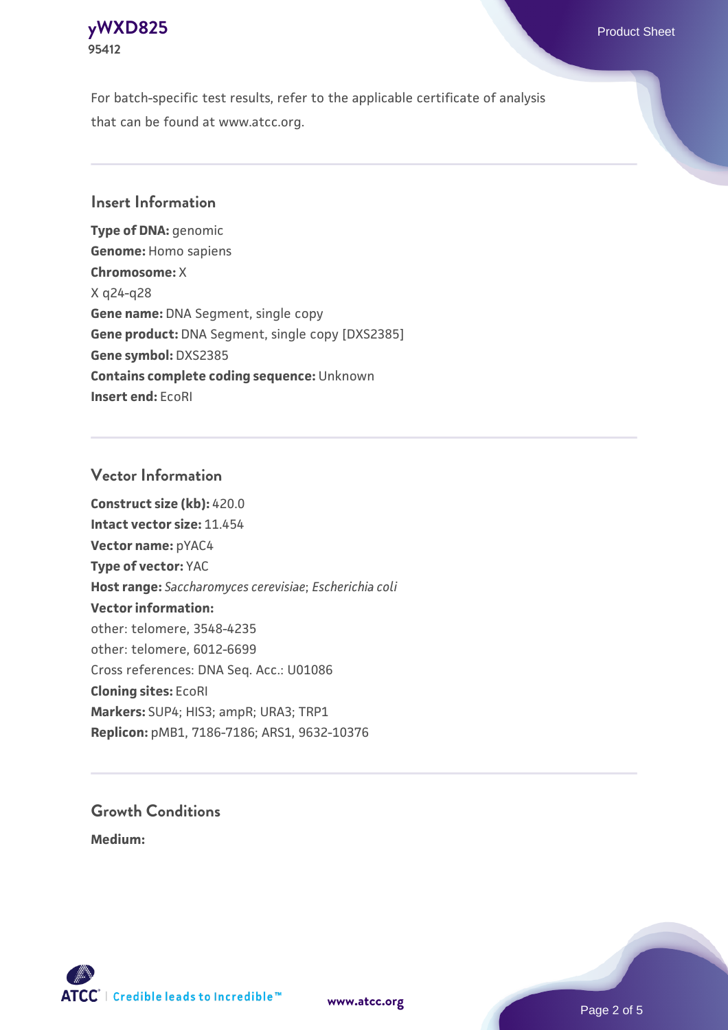For batch-specific test results, refer to the applicable certificate of analysis that can be found at www.atcc.org.

## Insert Information

**Type of DNA:** genomic
**Genome:** Homo sapiens
**Chromosome:** X
X q24-q28
**Gene name:** DNA Segment, single copy
**Gene product:** DNA Segment, single copy [DXS2385]
**Gene symbol:** DXS2385
**Contains complete coding sequence:** Unknown
**Insert end:** EcoRI

## Vector Information

**Construct size (kb):** 420.0
**Intact vector size:** 11.454
**Vector name:** pYAC4
**Type of vector:** YAC
**Host range:** *Saccharomyces cerevisiae*; *Escherichia coli*
**Vector information:**
other: telomere, 3548-4235
other: telomere, 6012-6699
Cross references: DNA Seq. Acc.: U01086
**Cloning sites:** EcoRI
**Markers:** SUP4; HIS3; ampR; URA3; TRP1
**Replicon:** pMB1, 7186-7186; ARS1, 9632-10376

## Growth Conditions

**Medium:**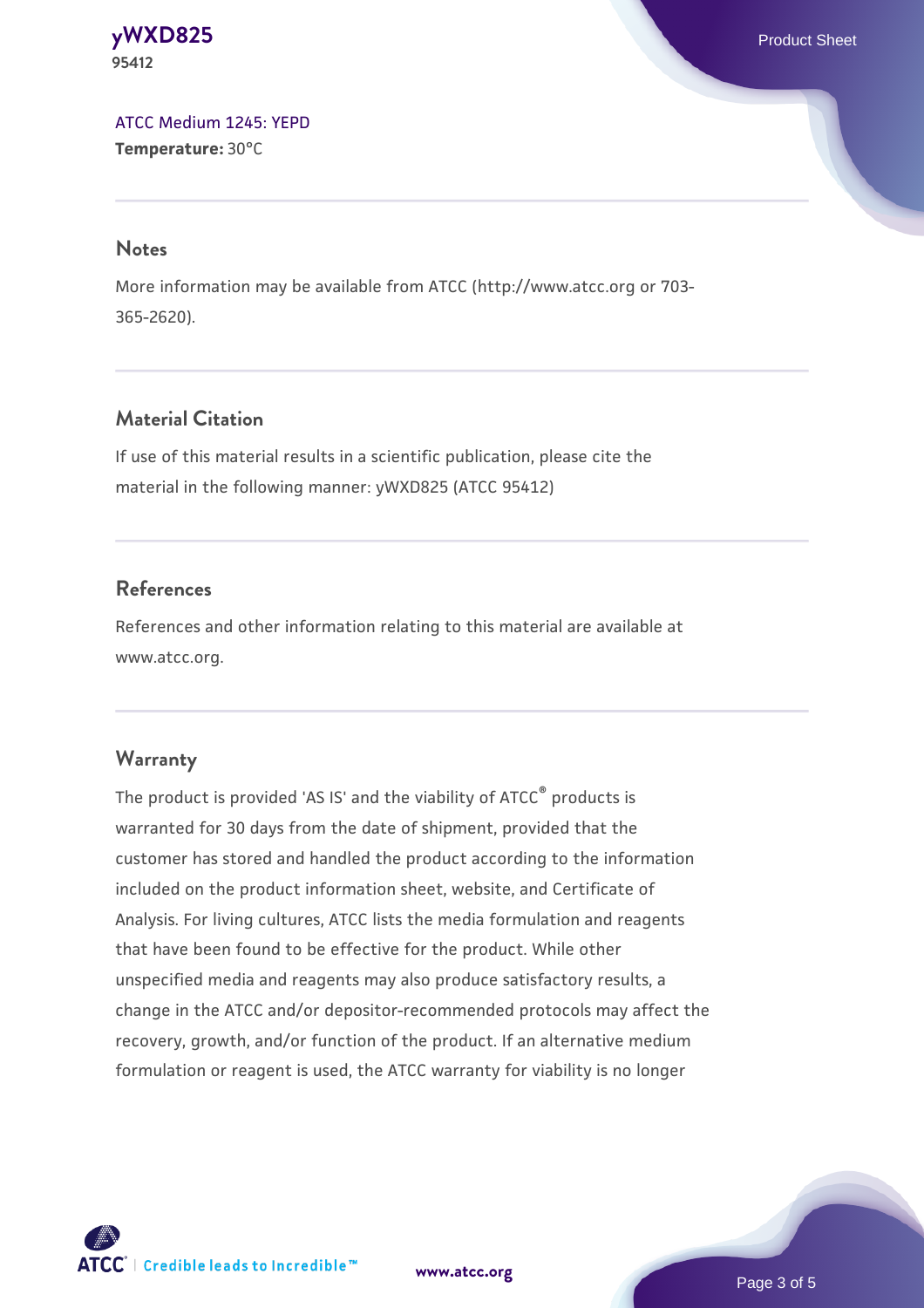ATCC Medium 1245: YEPD
**Temperature:** 30°C

## Notes

More information may be available from ATCC (http://www.atcc.org or 703-365-2620).

## Material Citation

If use of this material results in a scientific publication, please cite the material in the following manner: yWXD825 (ATCC 95412)

## References

References and other information relating to this material are available at www.atcc.org.

## Warranty

The product is provided 'AS IS' and the viability of ATCC® products is warranted for 30 days from the date of shipment, provided that the customer has stored and handled the product according to the information included on the product information sheet, website, and Certificate of Analysis. For living cultures, ATCC lists the media formulation and reagents that have been found to be effective for the product. While other unspecified media and reagents may also produce satisfactory results, a change in the ATCC and/or depositor-recommended protocols may affect the recovery, growth, and/or function of the product. If an alternative medium formulation or reagent is used, the ATCC warranty for viability is no longer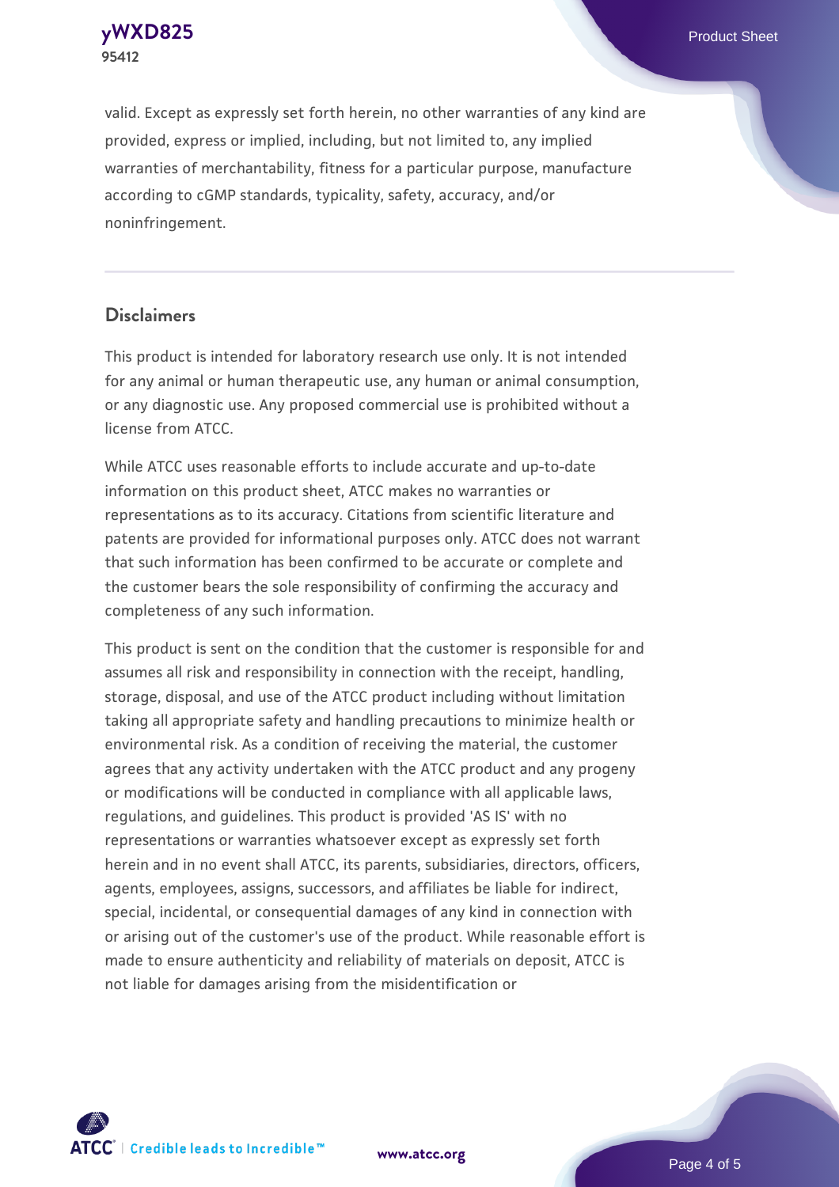valid. Except as expressly set forth herein, no other warranties of any kind are provided, express or implied, including, but not limited to, any implied warranties of merchantability, fitness for a particular purpose, manufacture according to cGMP standards, typicality, safety, accuracy, and/or noninfringement.

## Disclaimers

This product is intended for laboratory research use only. It is not intended for any animal or human therapeutic use, any human or animal consumption, or any diagnostic use. Any proposed commercial use is prohibited without a license from ATCC.

While ATCC uses reasonable efforts to include accurate and up-to-date information on this product sheet, ATCC makes no warranties or representations as to its accuracy. Citations from scientific literature and patents are provided for informational purposes only. ATCC does not warrant that such information has been confirmed to be accurate or complete and the customer bears the sole responsibility of confirming the accuracy and completeness of any such information.

This product is sent on the condition that the customer is responsible for and assumes all risk and responsibility in connection with the receipt, handling, storage, disposal, and use of the ATCC product including without limitation taking all appropriate safety and handling precautions to minimize health or environmental risk. As a condition of receiving the material, the customer agrees that any activity undertaken with the ATCC product and any progeny or modifications will be conducted in compliance with all applicable laws, regulations, and guidelines. This product is provided 'AS IS' with no representations or warranties whatsoever except as expressly set forth herein and in no event shall ATCC, its parents, subsidiaries, directors, officers, agents, employees, assigns, successors, and affiliates be liable for indirect, special, incidental, or consequential damages of any kind in connection with or arising out of the customer's use of the product. While reasonable effort is made to ensure authenticity and reliability of materials on deposit, ATCC is not liable for damages arising from the misidentification or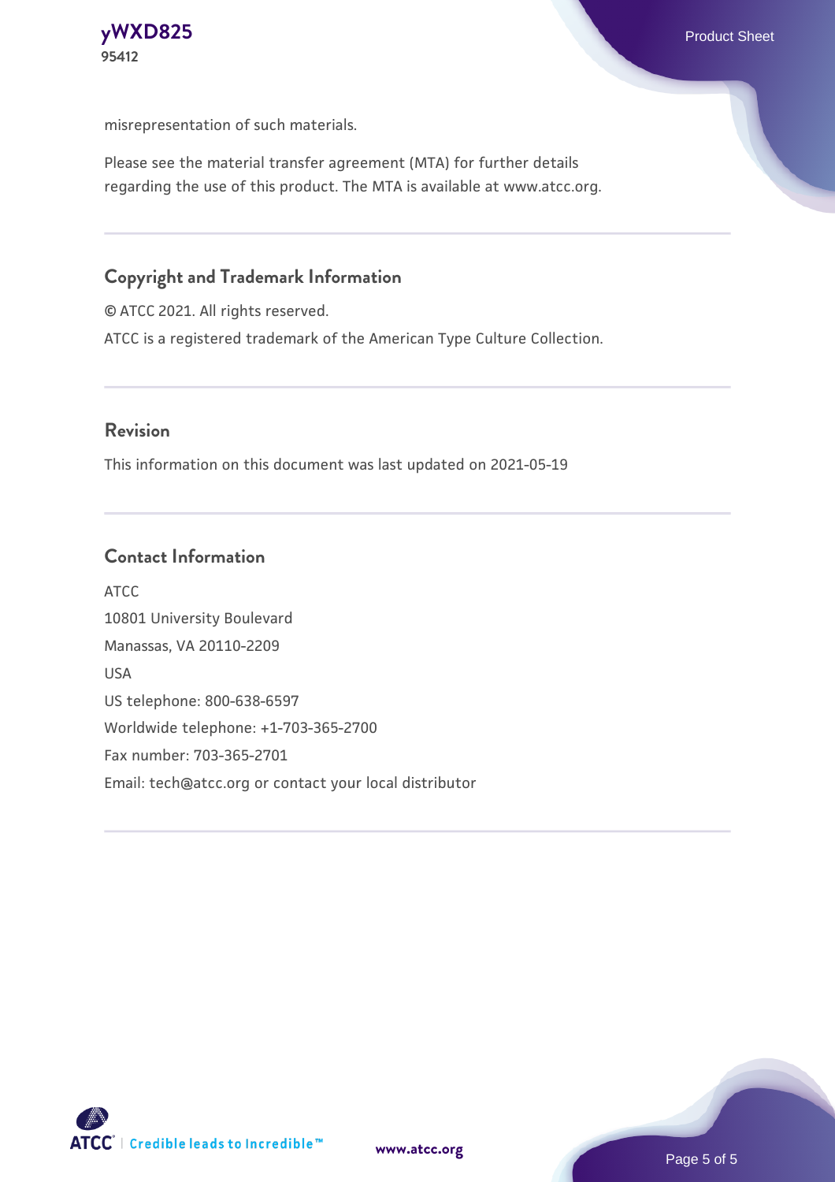misrepresentation of such materials.

Please see the material transfer agreement (MTA) for further details regarding the use of this product. The MTA is available at www.atcc.org.

## Copyright and Trademark Information

© ATCC 2021. All rights reserved.

ATCC is a registered trademark of the American Type Culture Collection.

## Revision

This information on this document was last updated on 2021-05-19

## Contact Information

ATCC
10801 University Boulevard
Manassas, VA 20110-2209
USA
US telephone: 800-638-6597
Worldwide telephone: +1-703-365-2700
Fax number: 703-365-2701
Email: tech@atcc.org or contact your local distributor